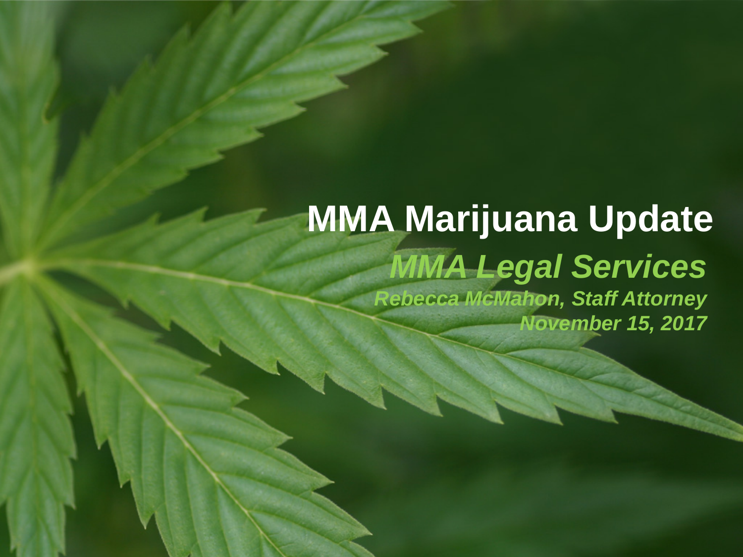# MMA Marijuana Update

***MMA Legal Services***

***Rebecca McMahon, Staff Attorney***

***November 15, 2017***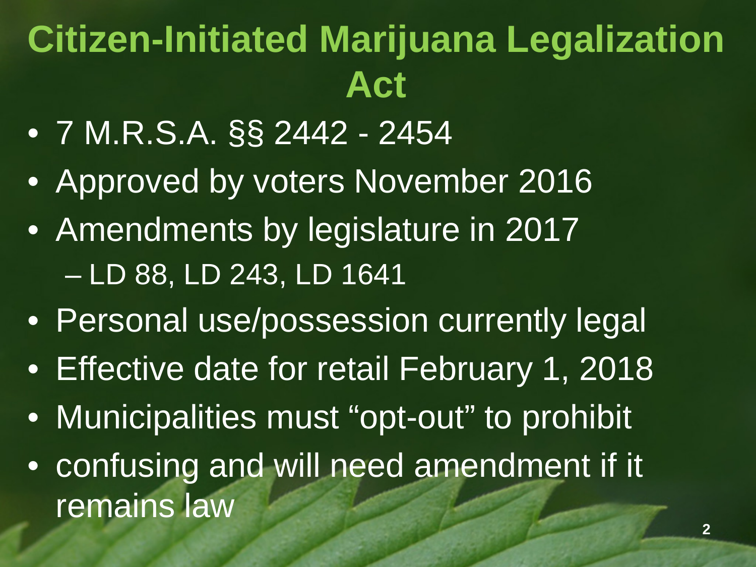# Citizen-Initiated Marijuana Legalization Act

- 7 M.R.S.A. §§ 2442 - 2454
- Approved by voters November 2016
- Amendments by legislature in 2017
  - LD 88, LD 243, LD 1641
- Personal use/possession currently legal
- Effective date for retail February 1, 2018
- Municipalities must "opt-out" to prohibit
- confusing and will need amendment if it remains law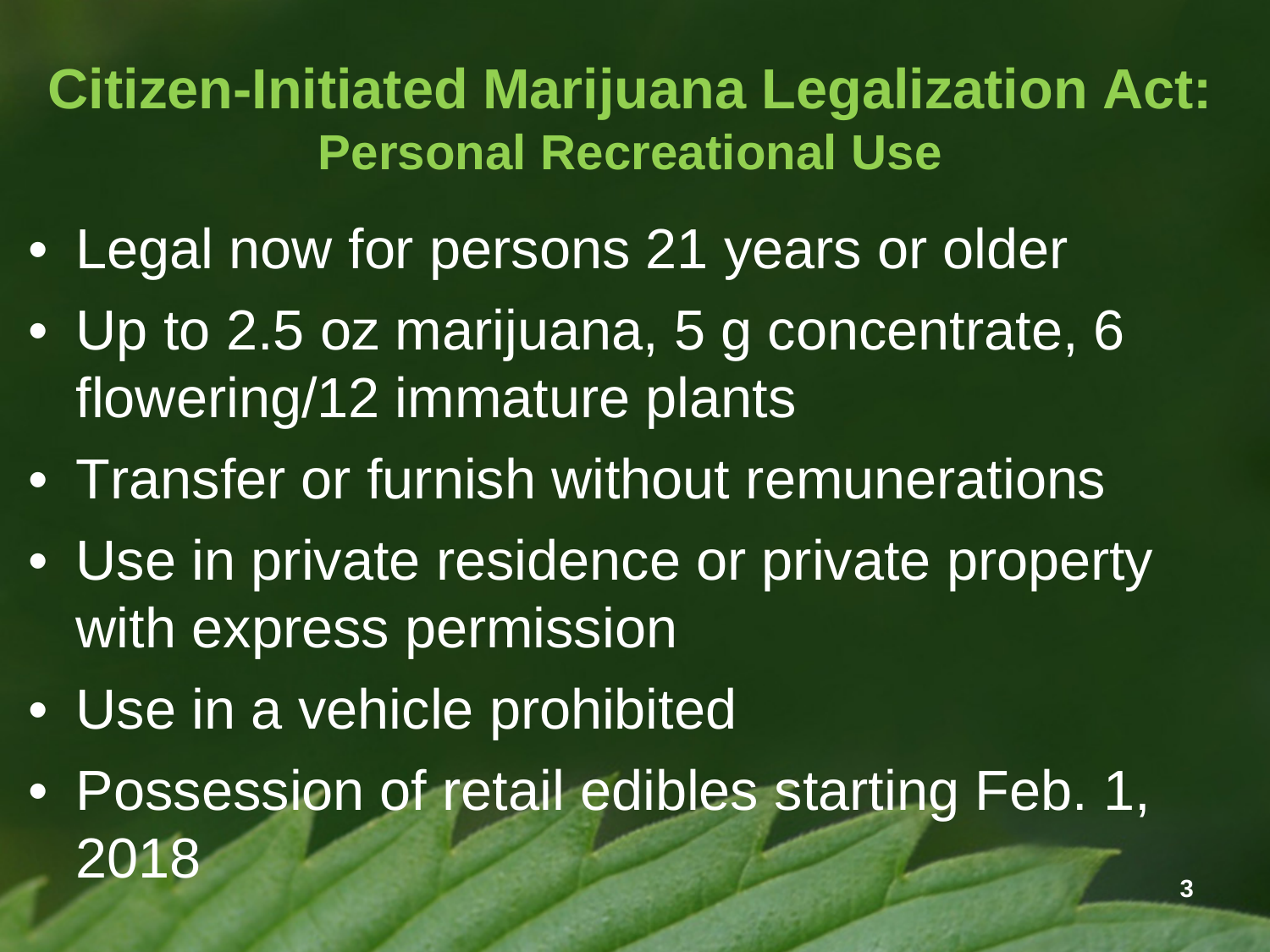# Citizen-Initiated Marijuana Legalization Act:

## Personal Recreational Use

- Legal now for persons 21 years or older
- Up to 2.5 oz marijuana, 5 g concentrate, 6 flowering/12 immature plants
- Transfer or furnish without remunerations
- Use in private residence or private property with express permission
- Use in a vehicle prohibited
- Possession of retail edibles starting Feb. 1, 2018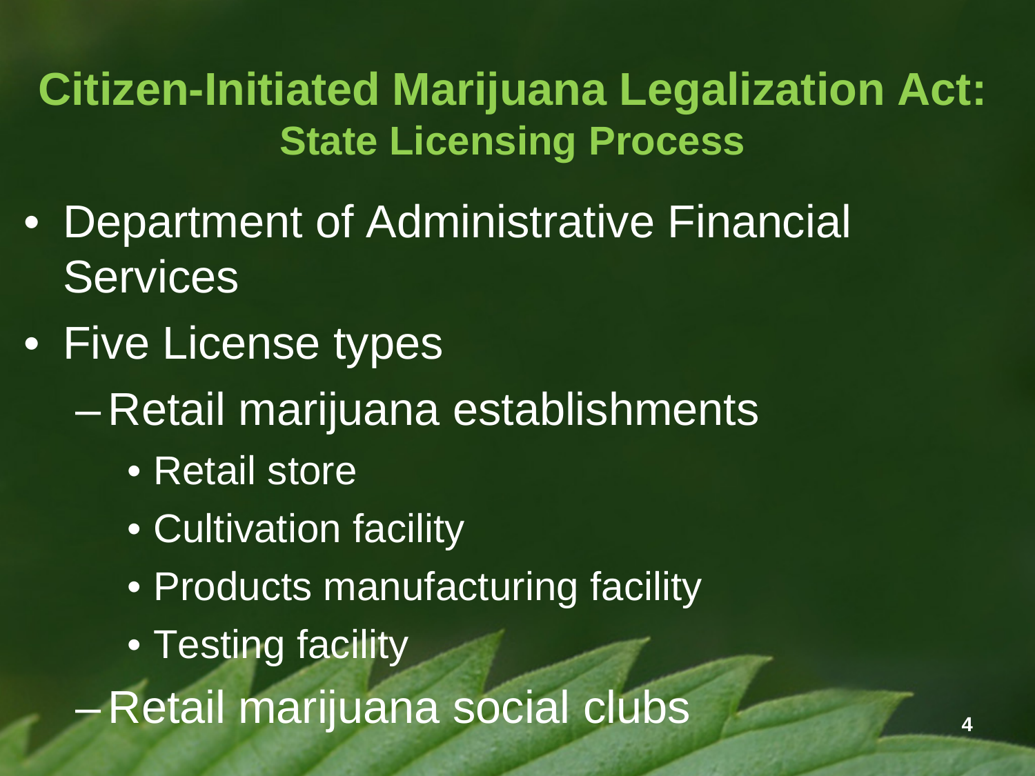# Citizen-Initiated Marijuana Legalization Act:

## State Licensing Process

- Department of Administrative Financial Services
- Five License types
  - Retail marijuana establishments
    - Retail store
    - Cultivation facility
    - Products manufacturing facility
    - Testing facility
  - Retail marijuana social clubs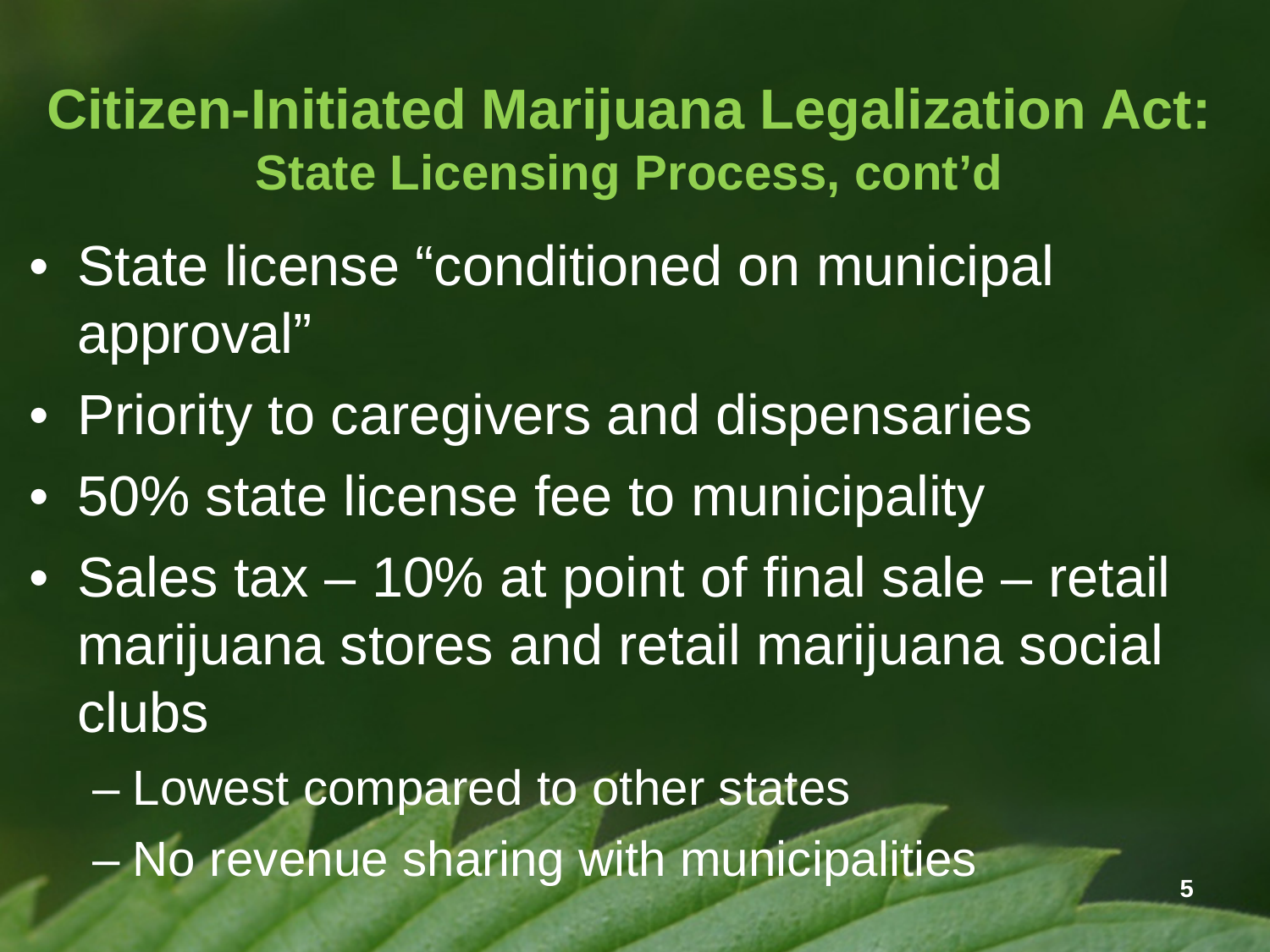# Citizen-Initiated Marijuana Legalization Act:

## State Licensing Process, cont'd

- State license "conditioned on municipal approval"
- Priority to caregivers and dispensaries
- 50% state license fee to municipality
- Sales tax – 10% at point of final sale – retail marijuana stores and retail marijuana social clubs
  - Lowest compared to other states
  - No revenue sharing with municipalities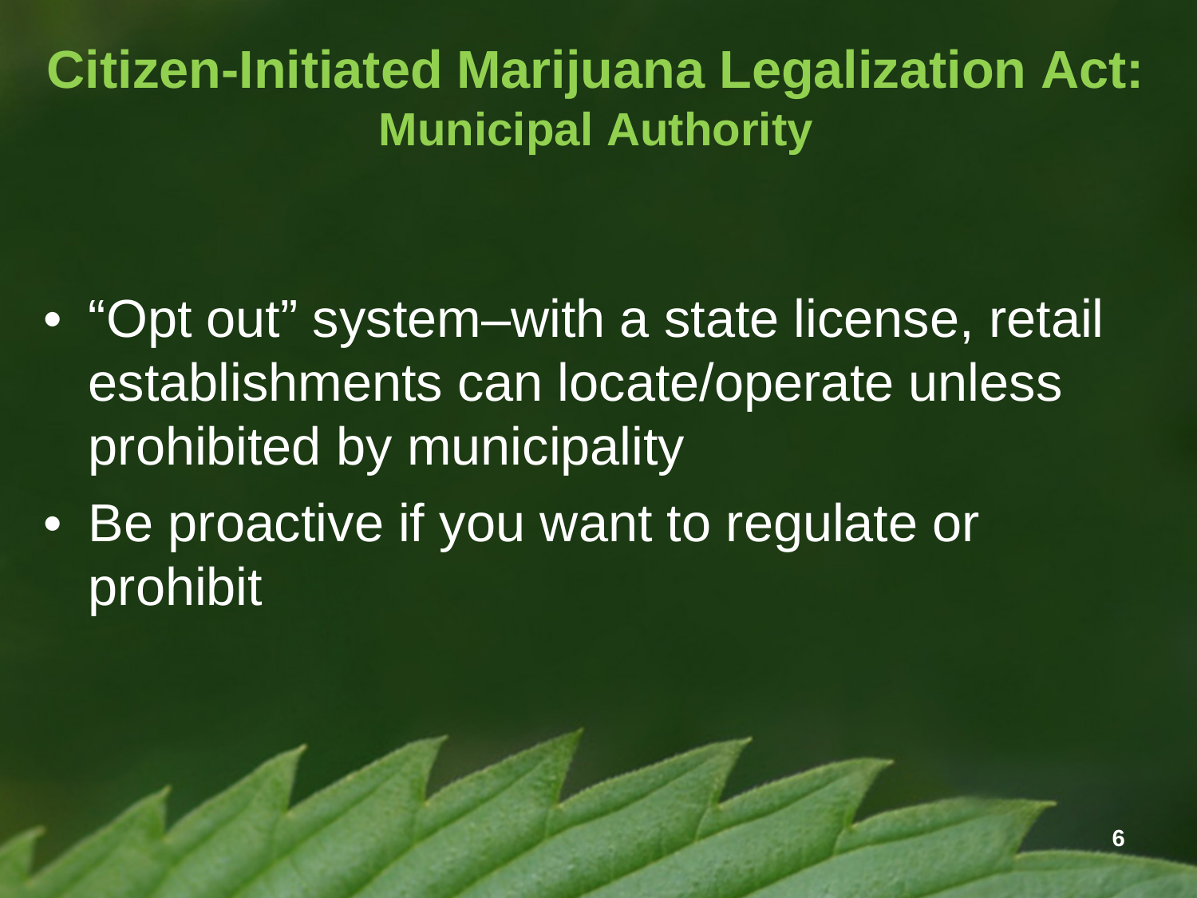# Citizen-Initiated Marijuana Legalization Act:
## Municipal Authority

- "Opt out" system–with a state license, retail establishments can locate/operate unless prohibited by municipality
- Be proactive if you want to regulate or prohibit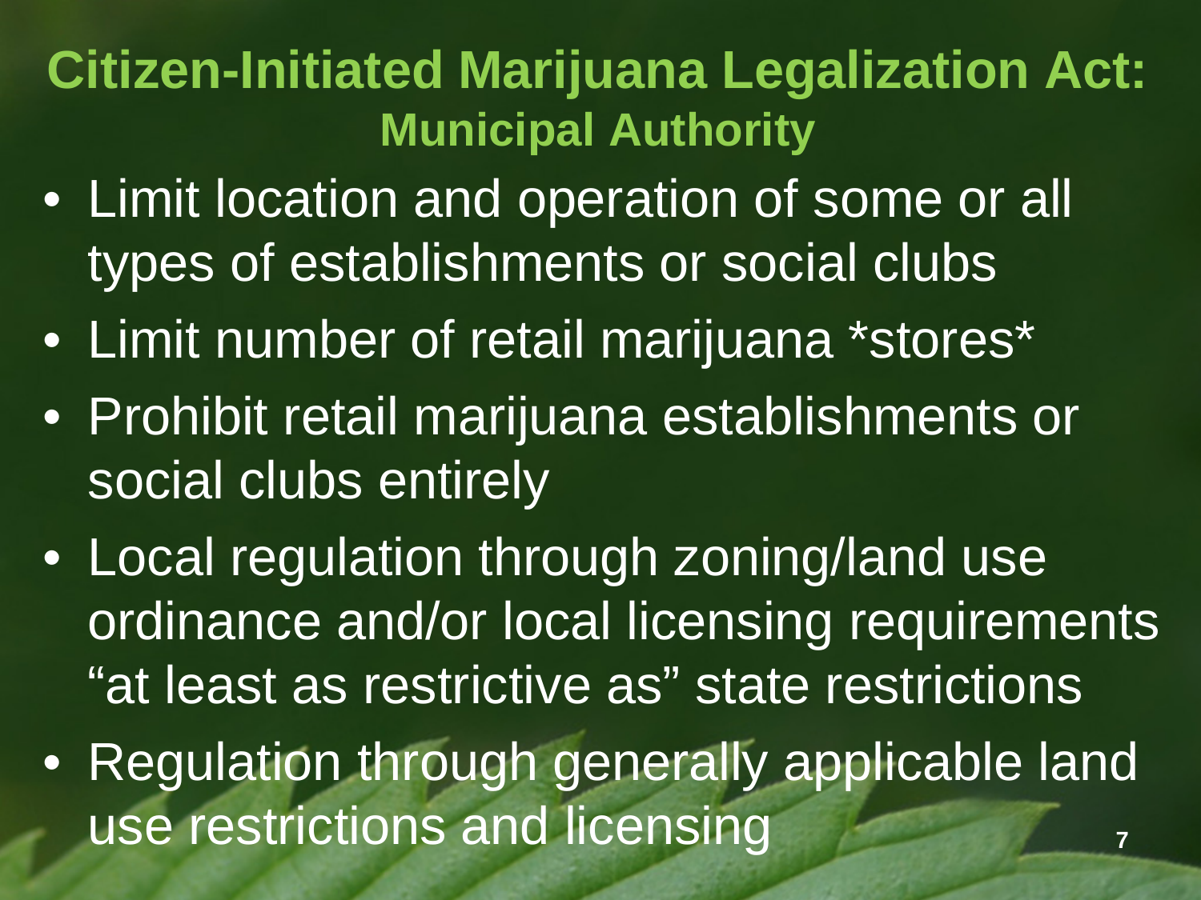# Citizen-Initiated Marijuana Legalization Act:

## Municipal Authority

- Limit location and operation of some or all types of establishments or social clubs
- Limit number of retail marijuana *stores*
- Prohibit retail marijuana establishments or social clubs entirely
- Local regulation through zoning/land use ordinance and/or local licensing requirements "at least as restrictive as" state restrictions
- Regulation through generally applicable land use restrictions and licensing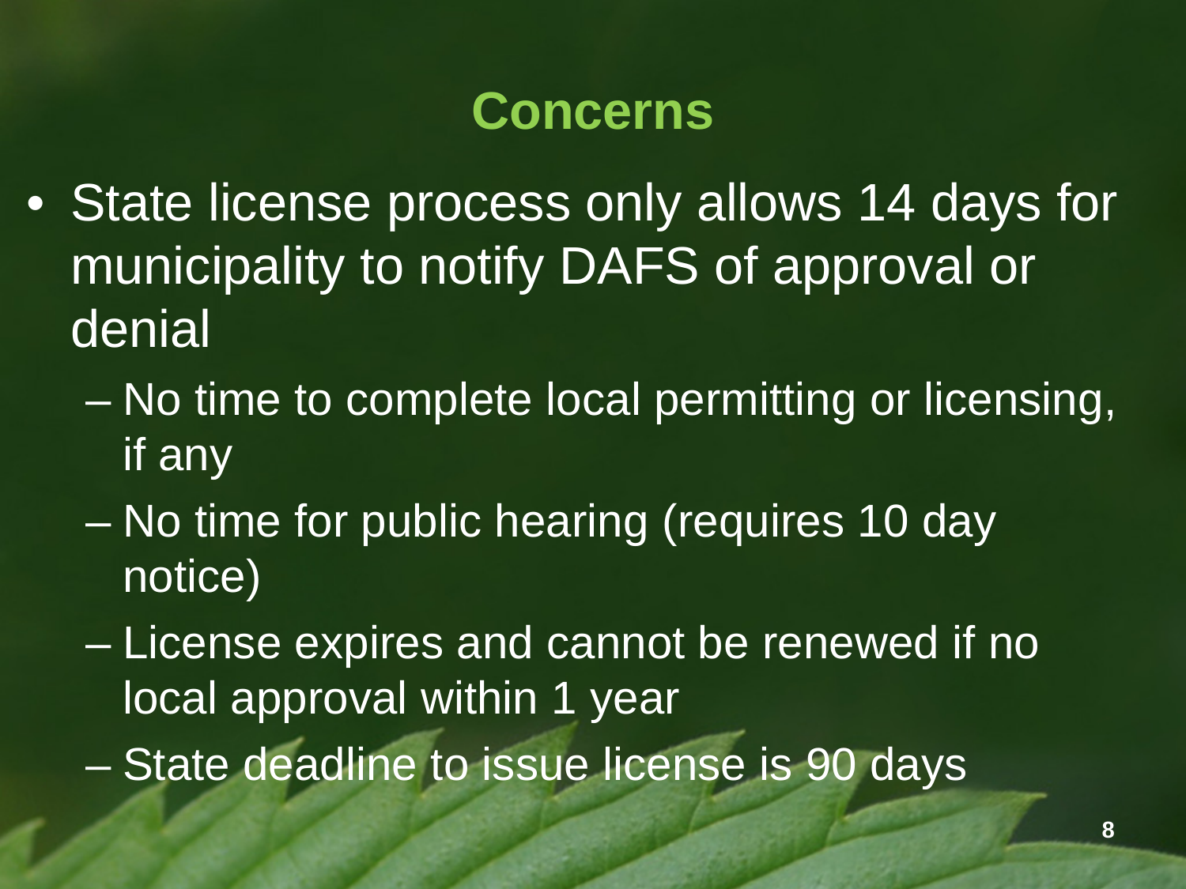# Concerns

- State license process only allows 14 days for municipality to notify DAFS of approval or denial
  - No time to complete local permitting or licensing, if any
  - No time for public hearing (requires 10 day notice)
  - License expires and cannot be renewed if no local approval within 1 year
  - State deadline to issue license is 90 days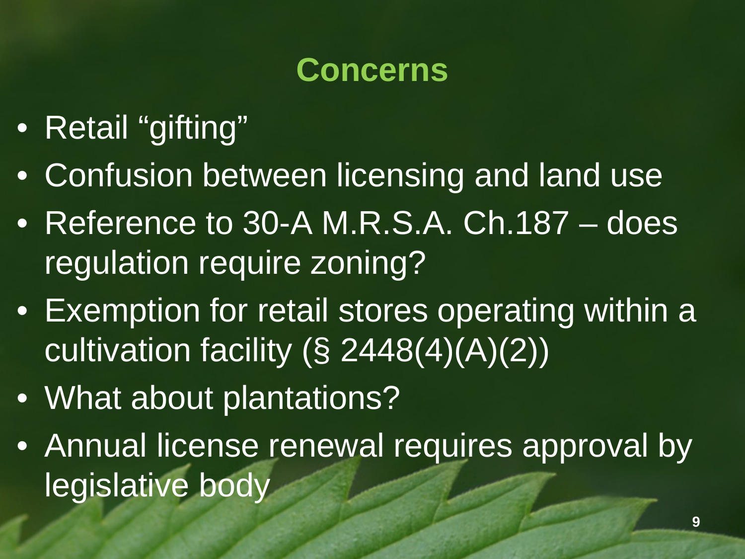# Concerns

- Retail "gifting"
- Confusion between licensing and land use
- Reference to 30-A M.R.S.A. Ch.187 – does regulation require zoning?
- Exemption for retail stores operating within a cultivation facility (§ 2448(4)(A)(2))
- What about plantations?
- Annual license renewal requires approval by legislative body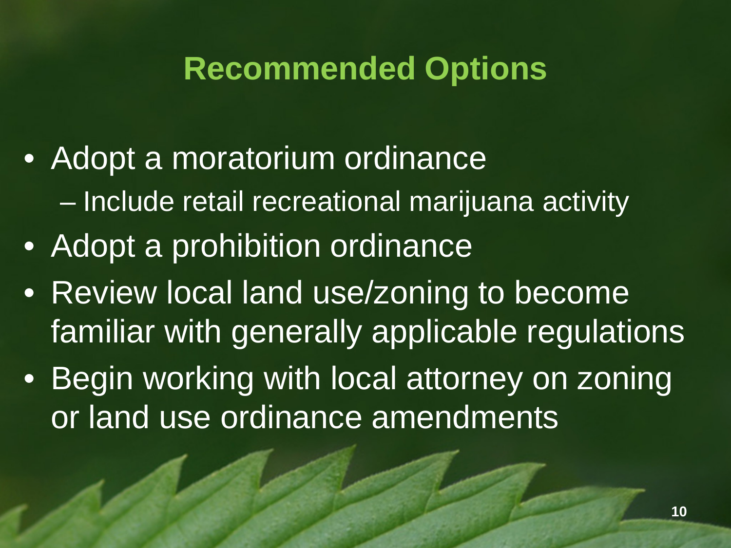# Recommended Options

- Adopt a moratorium ordinance
  - Include retail recreational marijuana activity
- Adopt a prohibition ordinance
- Review local land use/zoning to become familiar with generally applicable regulations
- Begin working with local attorney on zoning or land use ordinance amendments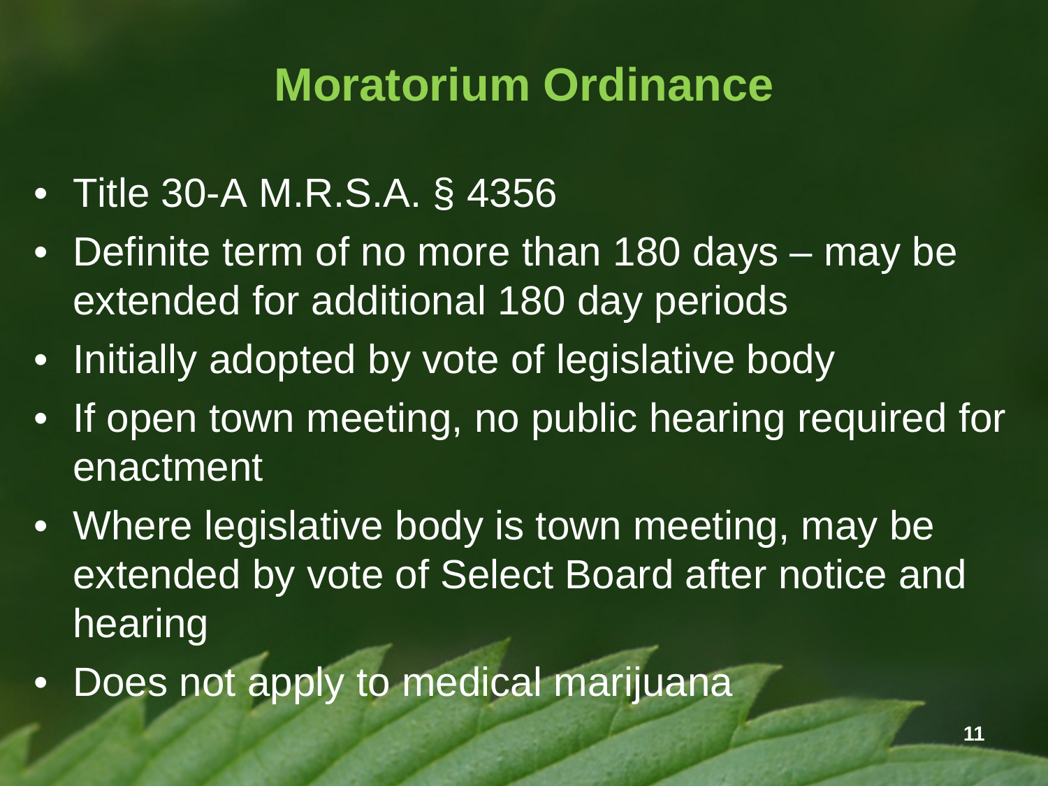# Moratorium Ordinance

- Title 30-A M.R.S.A. § 4356
- Definite term of no more than 180 days – may be extended for additional 180 day periods
- Initially adopted by vote of legislative body
- If open town meeting, no public hearing required for enactment
- Where legislative body is town meeting, may be extended by vote of Select Board after notice and hearing
- Does not apply to medical marijuana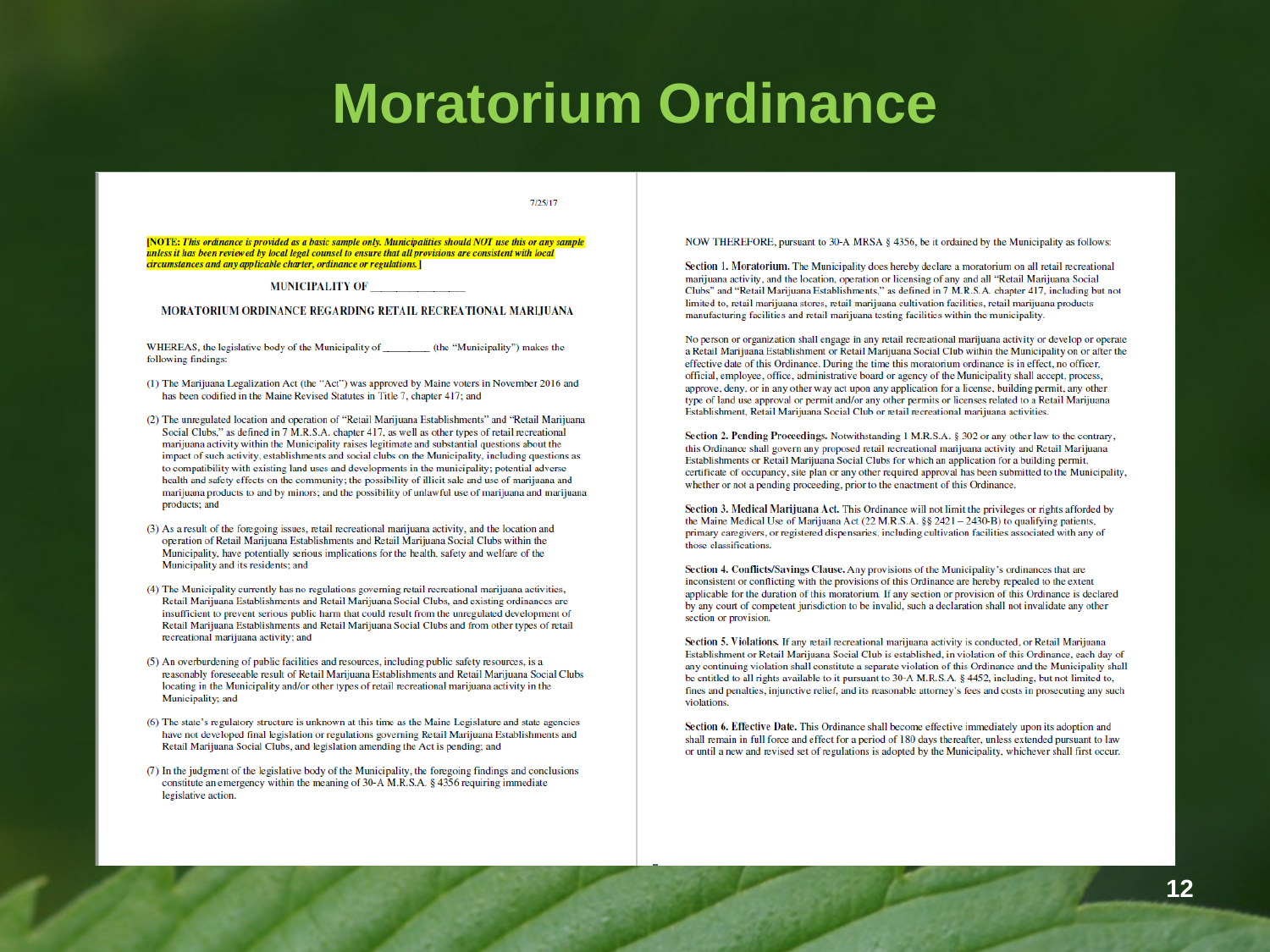# Moratorium Ordinance

7/25/17

***[NOTE: This ordinance is provided as a basic sample only. Municipalities should NOT use this or any sample unless it has been reviewed by local legal counsel to ensure that all provisions are consistent with local circumstances and any applicable charter, ordinance or regulations.]***

MUNICIPALITY OF ____________________

MORATORIUM ORDINANCE REGARDING RETAIL RECREATIONAL MARIJUANA

WHEREAS, the legislative body of the Municipality of ________ (the "Municipality") makes the following findings:

(1) The Marijuana Legalization Act (the "Act") was approved by Maine voters in November 2016 and has been codified in the Maine Revised Statutes in Title 7, chapter 417; and

(2) The unregulated location and operation of "Retail Marijuana Establishments" and "Retail Marijuana Social Clubs," as defined in 7 M.R.S.A. chapter 417, as well as other types of retail recreational marijuana activity within the Municipality raises legitimate and substantial questions about the impact of such activity, establishments and social clubs on the Municipality, including questions as to compatibility with existing land uses and developments in the municipality; potential adverse health and safety effects on the community; the possibility of illicit sale and use of marijuana and marijuana products to and by minors; and the possibility of unlawful use of marijuana and marijuana products; and

(3) As a result of the foregoing issues, retail recreational marijuana activity, and the location and operation of Retail Marijuana Establishments and Retail Marijuana Social Clubs within the Municipality, have potentially serious implications for the health, safety and welfare of the Municipality and its residents; and

(4) The Municipality currently has no regulations governing retail recreational marijuana activities, Retail Marijuana Establishments and Retail Marijuana Social Clubs, and existing ordinances are insufficient to prevent serious public harm that could result from the unregulated development of Retail Marijuana Establishments and Retail Marijuana Social Clubs and from other types of retail recreational marijuana activity; and

(5) An overburdening of public facilities and resources, including public safety resources, is a reasonably foreseeable result of Retail Marijuana Establishments and Retail Marijuana Social Clubs locating in the Municipality and/or other types of retail recreational marijuana activity in the Municipality; and

(6) The state's regulatory structure is unknown at this time as the Maine Legislature and state agencies have not developed final legislation or regulations governing Retail Marijuana Establishments and Retail Marijuana Social Clubs, and legislation amending the Act is pending; and

(7) In the judgment of the legislative body of the Municipality, the foregoing findings and conclusions constitute an emergency within the meaning of 30-A M.R.S.A. § 4356 requiring immediate legislative action.

NOW THEREFORE, pursuant to 30-A MRSA § 4356, be it ordained by the Municipality as follows:

**Section 1. Moratorium.** The Municipality does hereby declare a moratorium on all retail recreational marijuana activity, and the location, operation or licensing of any and all "Retail Marijuana Social Clubs" and "Retail Marijuana Establishments," as defined in 7 M.R.S.A. chapter 417, including but not limited to, retail marijuana stores, retail marijuana cultivation facilities, retail marijuana products manufacturing facilities and retail marijuana testing facilities within the municipality.

No person or organization shall engage in any retail recreational marijuana activity or develop or operate a Retail Marijuana Establishment or Retail Marijuana Social Club within the Municipality on or after the effective date of this Ordinance. During the time this moratorium ordinance is in effect, no officer, official, employee, office, administrative board or agency of the Municipality shall accept, process, approve, deny, or in any other way act upon any application for a license, building permit, any other type of land use approval or permit and/or any other permits or licenses related to a Retail Marijuana Establishment, Retail Marijuana Social Club or retail recreational marijuana activities.

**Section 2. Pending Proceedings.** Notwithstanding 1 M.R.S.A. § 302 or any other law to the contrary, this Ordinance shall govern any proposed retail recreational marijuana activity and Retail Marijuana Establishments or Retail Marijuana Social Clubs for which an application for a building permit, certificate of occupancy, site plan or any other required approval has been submitted to the Municipality, whether or not a pending proceeding, prior to the enactment of this Ordinance.

**Section 3. Medical Marijuana Act.** This Ordinance will not limit the privileges or rights afforded by the Maine Medical Use of Marijuana Act (22 M.R.S.A. §§ 2421 – 2430-B) to qualifying patients, primary caregivers, or registered dispensaries, including cultivation facilities associated with any of those classifications.

**Section 4. Conflicts/Savings Clause.** Any provisions of the Municipality's ordinances that are inconsistent or conflicting with the provisions of this Ordinance are hereby repealed to the extent applicable for the duration of this moratorium. If any section or provision of this Ordinance is declared by any court of competent jurisdiction to be invalid, such a declaration shall not invalidate any other section or provision.

**Section 5. Violations.** If any retail recreational marijuana activity is conducted, or Retail Marijuana Establishment or Retail Marijuana Social Club is established, in violation of this Ordinance, each day of any continuing violation shall constitute a separate violation of this Ordinance and the Municipality shall be entitled to all rights available to it pursuant to 30-A M.R.S.A. § 4452, including, but not limited to, fines and penalties, injunctive relief, and its reasonable attorney's fees and costs in prosecuting any such violations.

**Section 6. Effective Date.** This Ordinance shall become effective immediately upon its adoption and shall remain in full force and effect for a period of 180 days thereafter, unless extended pursuant to law or until a new and revised set of regulations is adopted by the Municipality, whichever shall first occur.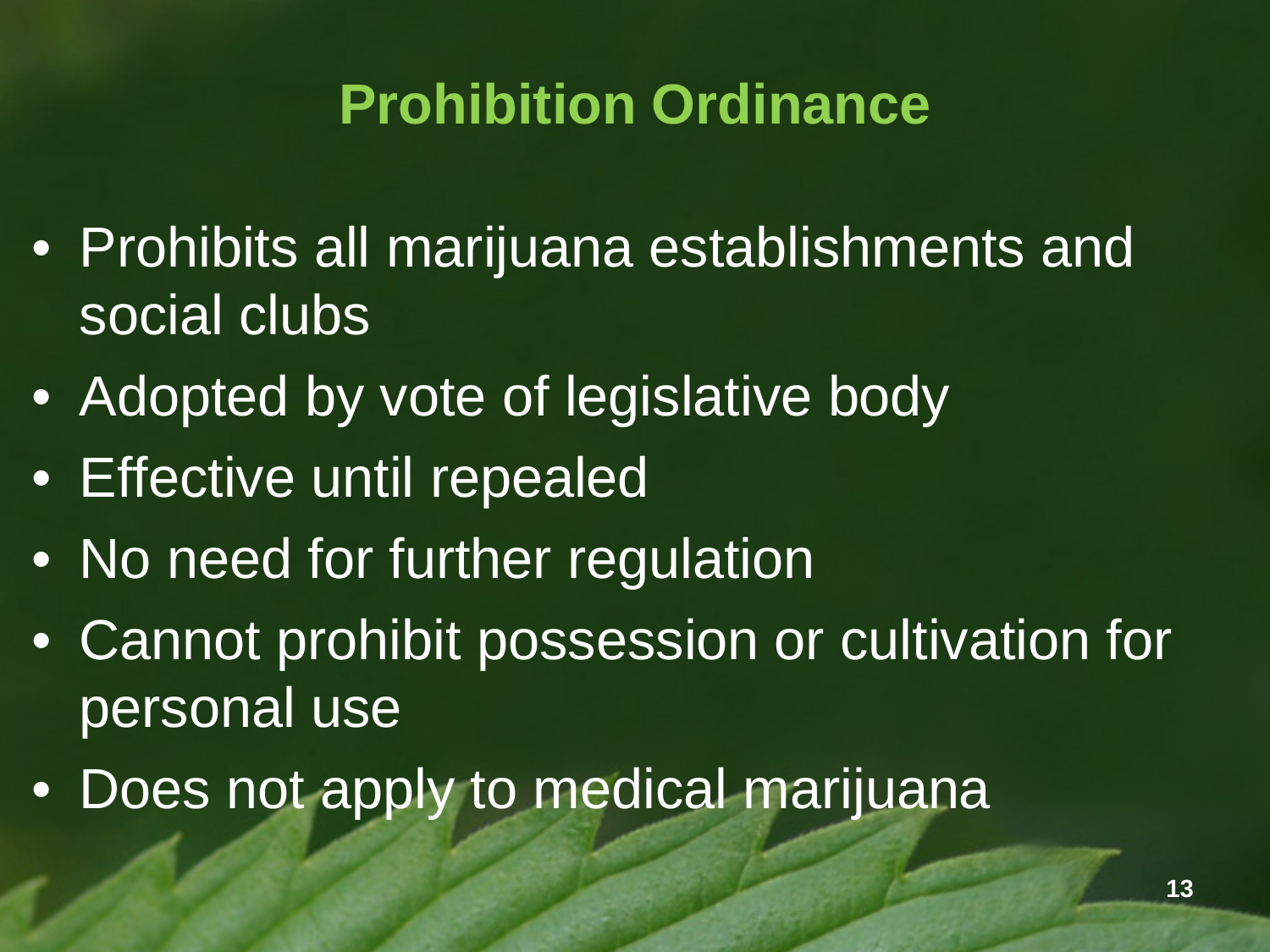# Prohibition Ordinance

- Prohibits all marijuana establishments and social clubs
- Adopted by vote of legislative body
- Effective until repealed
- No need for further regulation
- Cannot prohibit possession or cultivation for personal use
- Does not apply to medical marijuana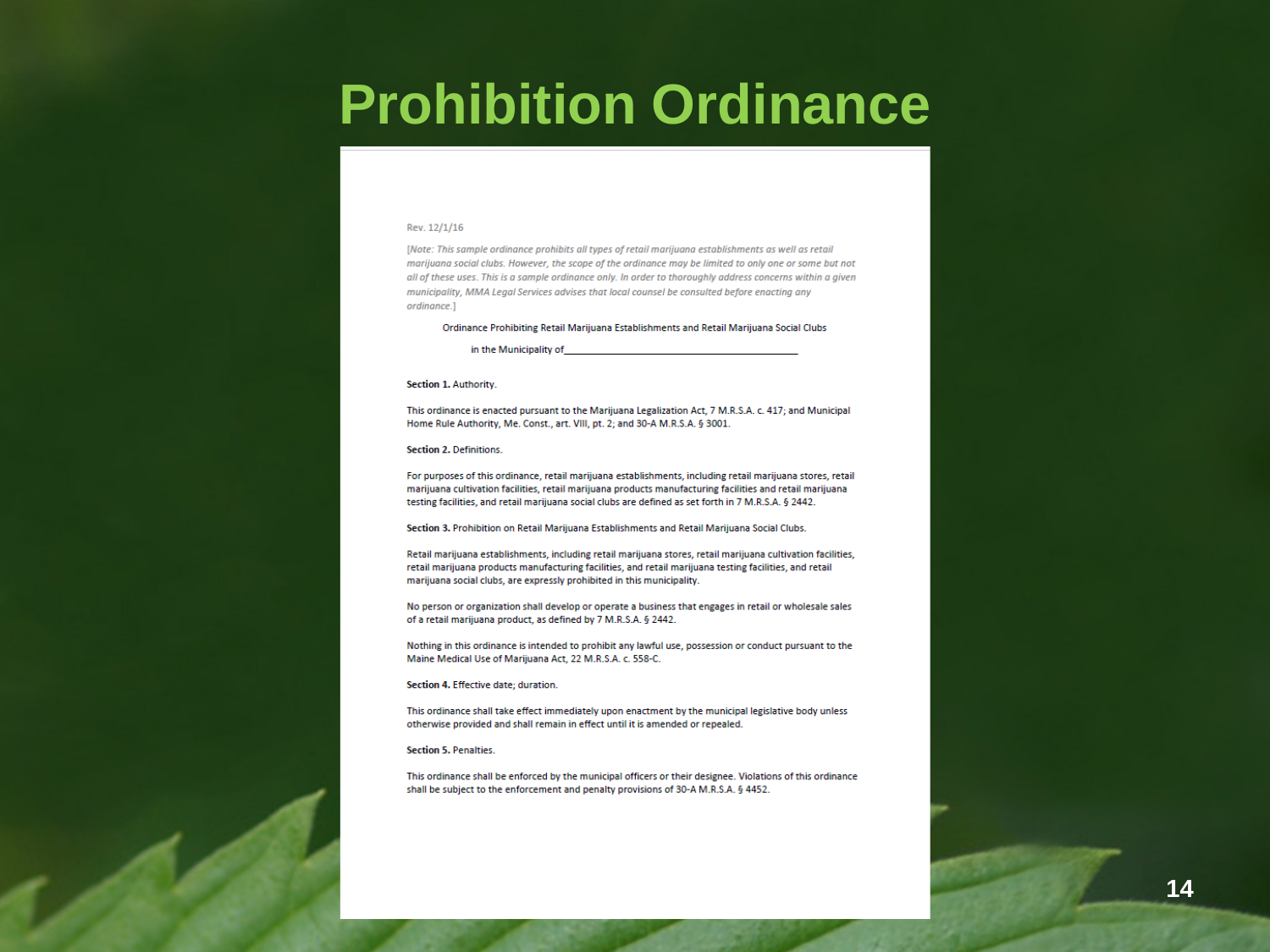# Prohibition Ordinance

Rev. 12/1/16

*[Note: This sample ordinance prohibits all types of retail marijuana establishments as well as retail marijuana social clubs. However, the scope of the ordinance may be limited to only one or some but not all of these uses. This is a sample ordinance only. In order to thoroughly address concerns within a given municipality, MMA Legal Services advises that local counsel be consulted before enacting any ordinance.]*

Ordinance Prohibiting Retail Marijuana Establishments and Retail Marijuana Social Clubs

in the Municipality of\_\_\_\_\_\_\_\_\_\_\_\_\_\_\_\_\_\_\_\_\_\_\_\_\_\_\_\_\_\_\_\_\_\_\_\_\_\_

**Section 1.** Authority.

This ordinance is enacted pursuant to the Marijuana Legalization Act, 7 M.R.S.A. c. 417; and Municipal Home Rule Authority, Me. Const., art. VIII, pt. 2; and 30-A M.R.S.A. § 3001.

**Section 2.** Definitions.

For purposes of this ordinance, retail marijuana establishments, including retail marijuana stores, retail marijuana cultivation facilities, retail marijuana products manufacturing facilities and retail marijuana testing facilities, and retail marijuana social clubs are defined as set forth in 7 M.R.S.A. § 2442.

**Section 3.** Prohibition on Retail Marijuana Establishments and Retail Marijuana Social Clubs.

Retail marijuana establishments, including retail marijuana stores, retail marijuana cultivation facilities, retail marijuana products manufacturing facilities, and retail marijuana testing facilities, and retail marijuana social clubs, are expressly prohibited in this municipality.

No person or organization shall develop or operate a business that engages in retail or wholesale sales of a retail marijuana product, as defined by 7 M.R.S.A. § 2442.

Nothing in this ordinance is intended to prohibit any lawful use, possession or conduct pursuant to the Maine Medical Use of Marijuana Act, 22 M.R.S.A. c. 558-C.

**Section 4.** Effective date; duration.

This ordinance shall take effect immediately upon enactment by the municipal legislative body unless otherwise provided and shall remain in effect until it is amended or repealed.

**Section 5.** Penalties.

This ordinance shall be enforced by the municipal officers or their designee. Violations of this ordinance shall be subject to the enforcement and penalty provisions of 30-A M.R.S.A. § 4452.